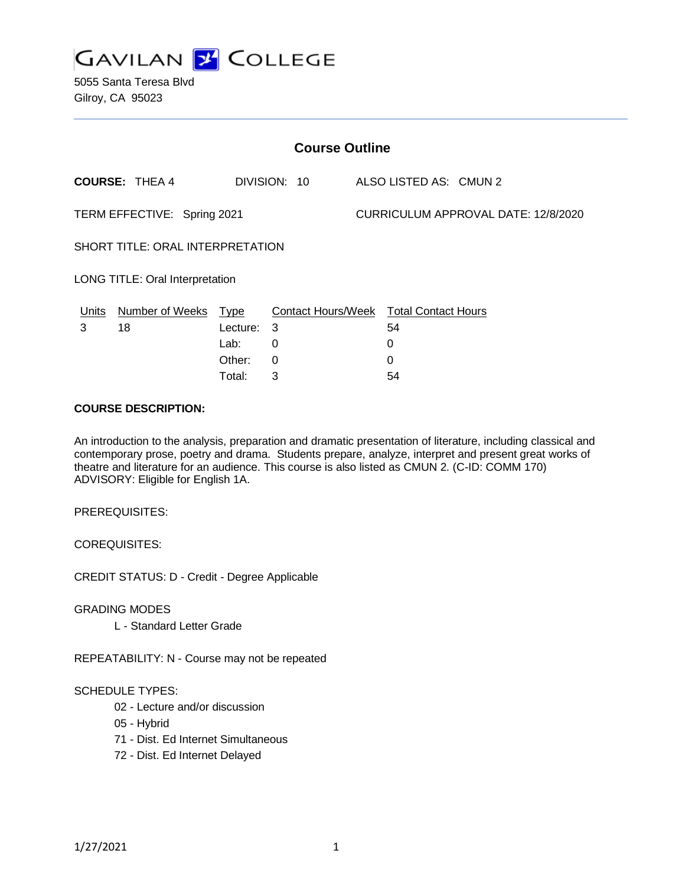GAVILAN COLLEGE

5055 Santa Teresa Blvd
Gilroy, CA 95023

## Course Outline

**COURSE:** THEA 4 DIVISION: 10 ALSO LISTED AS: CMUN 2

TERM EFFECTIVE: Spring 2021 CURRICULUM APPROVAL DATE: 12/8/2020

SHORT TITLE: ORAL INTERPRETATION

LONG TITLE: Oral Interpretation

| Units | Number of Weeks | Type | Contact Hours/Week | Total Contact Hours |
|---|---|---|---|---|
| 3 | 18 | Lecture: | 3 | 54 |
| | | Lab: | 0 | 0 |
| | | Other: | 0 | 0 |
| | | Total: | 3 | 54 |

**COURSE DESCRIPTION:**

An introduction to the analysis, preparation and dramatic presentation of literature, including classical and contemporary prose, poetry and drama. Students prepare, analyze, interpret and present great works of theatre and literature for an audience. This course is also listed as CMUN 2. (C-ID: COMM 170)
ADVISORY: Eligible for English 1A.

PREREQUISITES:

COREQUISITES:

CREDIT STATUS: D - Credit - Degree Applicable

GRADING MODES

- L - Standard Letter Grade

REPEATABILITY: N - Course may not be repeated

SCHEDULE TYPES:

- 02 - Lecture and/or discussion
- 05 - Hybrid
- 71 - Dist. Ed Internet Simultaneous
- 72 - Dist. Ed Internet Delayed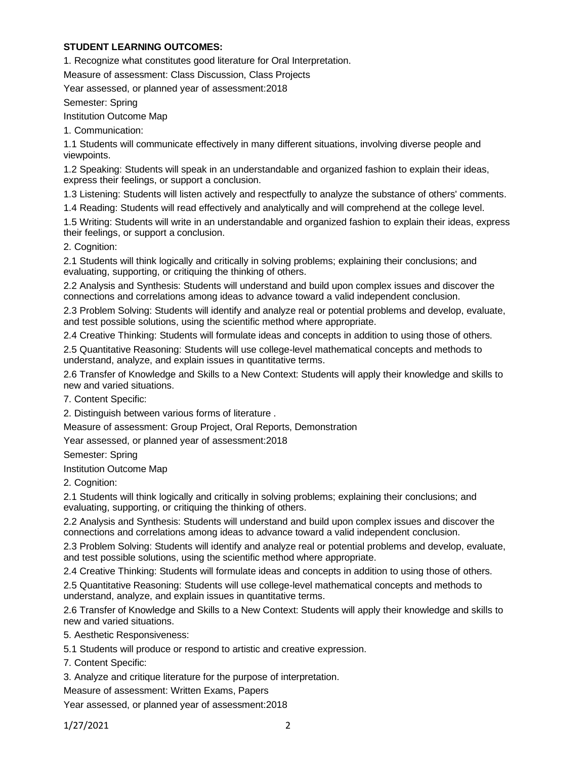**STUDENT LEARNING OUTCOMES:**

1. Recognize what constitutes good literature for Oral Interpretation.

Measure of assessment: Class Discussion, Class Projects

Year assessed, or planned year of assessment:2018

Semester: Spring

Institution Outcome Map

1. Communication:

1.1 Students will communicate effectively in many different situations, involving diverse people and viewpoints.

1.2 Speaking: Students will speak in an understandable and organized fashion to explain their ideas, express their feelings, or support a conclusion.

1.3 Listening: Students will listen actively and respectfully to analyze the substance of others' comments.

1.4 Reading: Students will read effectively and analytically and will comprehend at the college level.

1.5 Writing: Students will write in an understandable and organized fashion to explain their ideas, express their feelings, or support a conclusion.

2. Cognition:

2.1 Students will think logically and critically in solving problems; explaining their conclusions; and evaluating, supporting, or critiquing the thinking of others.

2.2 Analysis and Synthesis: Students will understand and build upon complex issues and discover the connections and correlations among ideas to advance toward a valid independent conclusion.

2.3 Problem Solving: Students will identify and analyze real or potential problems and develop, evaluate, and test possible solutions, using the scientific method where appropriate.

2.4 Creative Thinking: Students will formulate ideas and concepts in addition to using those of others.

2.5 Quantitative Reasoning: Students will use college-level mathematical concepts and methods to understand, analyze, and explain issues in quantitative terms.

2.6 Transfer of Knowledge and Skills to a New Context: Students will apply their knowledge and skills to new and varied situations.

7. Content Specific:

2. Distinguish between various forms of literature .

Measure of assessment: Group Project, Oral Reports, Demonstration

Year assessed, or planned year of assessment:2018

Semester: Spring

Institution Outcome Map

2. Cognition:

2.1 Students will think logically and critically in solving problems; explaining their conclusions; and evaluating, supporting, or critiquing the thinking of others.

2.2 Analysis and Synthesis: Students will understand and build upon complex issues and discover the connections and correlations among ideas to advance toward a valid independent conclusion.

2.3 Problem Solving: Students will identify and analyze real or potential problems and develop, evaluate, and test possible solutions, using the scientific method where appropriate.

2.4 Creative Thinking: Students will formulate ideas and concepts in addition to using those of others.

2.5 Quantitative Reasoning: Students will use college-level mathematical concepts and methods to understand, analyze, and explain issues in quantitative terms.

2.6 Transfer of Knowledge and Skills to a New Context: Students will apply their knowledge and skills to new and varied situations.

5. Aesthetic Responsiveness:

5.1 Students will produce or respond to artistic and creative expression.

7. Content Specific:

3. Analyze and critique literature for the purpose of interpretation.

Measure of assessment: Written Exams, Papers

Year assessed, or planned year of assessment:2018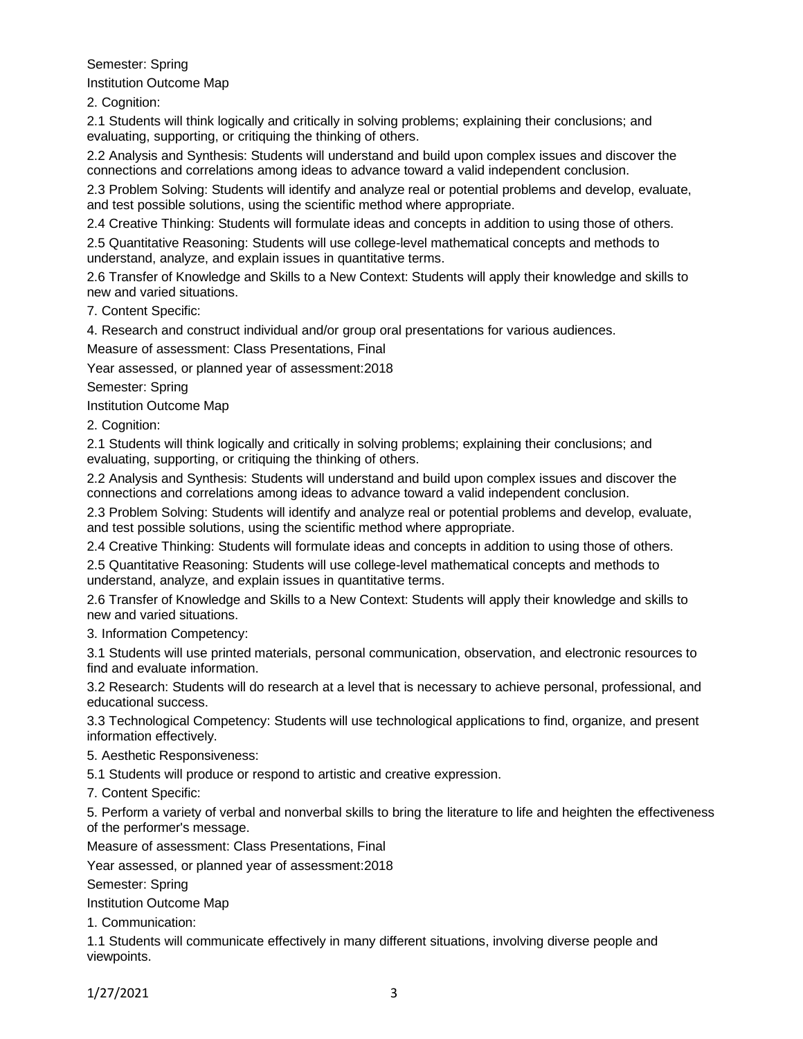Semester: Spring

Institution Outcome Map

2. Cognition:

2.1 Students will think logically and critically in solving problems; explaining their conclusions; and evaluating, supporting, or critiquing the thinking of others.

2.2 Analysis and Synthesis: Students will understand and build upon complex issues and discover the connections and correlations among ideas to advance toward a valid independent conclusion.

2.3 Problem Solving: Students will identify and analyze real or potential problems and develop, evaluate, and test possible solutions, using the scientific method where appropriate.

2.4 Creative Thinking: Students will formulate ideas and concepts in addition to using those of others.

2.5 Quantitative Reasoning: Students will use college-level mathematical concepts and methods to understand, analyze, and explain issues in quantitative terms.

2.6 Transfer of Knowledge and Skills to a New Context: Students will apply their knowledge and skills to new and varied situations.

7. Content Specific:

4. Research and construct individual and/or group oral presentations for various audiences.

Measure of assessment: Class Presentations, Final

Year assessed, or planned year of assessment:2018

Semester: Spring

Institution Outcome Map

2. Cognition:

2.1 Students will think logically and critically in solving problems; explaining their conclusions; and evaluating, supporting, or critiquing the thinking of others.

2.2 Analysis and Synthesis: Students will understand and build upon complex issues and discover the connections and correlations among ideas to advance toward a valid independent conclusion.

2.3 Problem Solving: Students will identify and analyze real or potential problems and develop, evaluate, and test possible solutions, using the scientific method where appropriate.

2.4 Creative Thinking: Students will formulate ideas and concepts in addition to using those of others.

2.5 Quantitative Reasoning: Students will use college-level mathematical concepts and methods to understand, analyze, and explain issues in quantitative terms.

2.6 Transfer of Knowledge and Skills to a New Context: Students will apply their knowledge and skills to new and varied situations.

3. Information Competency:

3.1 Students will use printed materials, personal communication, observation, and electronic resources to find and evaluate information.

3.2 Research: Students will do research at a level that is necessary to achieve personal, professional, and educational success.

3.3 Technological Competency: Students will use technological applications to find, organize, and present information effectively.

5. Aesthetic Responsiveness:

5.1 Students will produce or respond to artistic and creative expression.

7. Content Specific:

5. Perform a variety of verbal and nonverbal skills to bring the literature to life and heighten the effectiveness of the performer's message.

Measure of assessment: Class Presentations, Final

Year assessed, or planned year of assessment:2018

Semester: Spring

Institution Outcome Map

1. Communication:

1.1 Students will communicate effectively in many different situations, involving diverse people and viewpoints.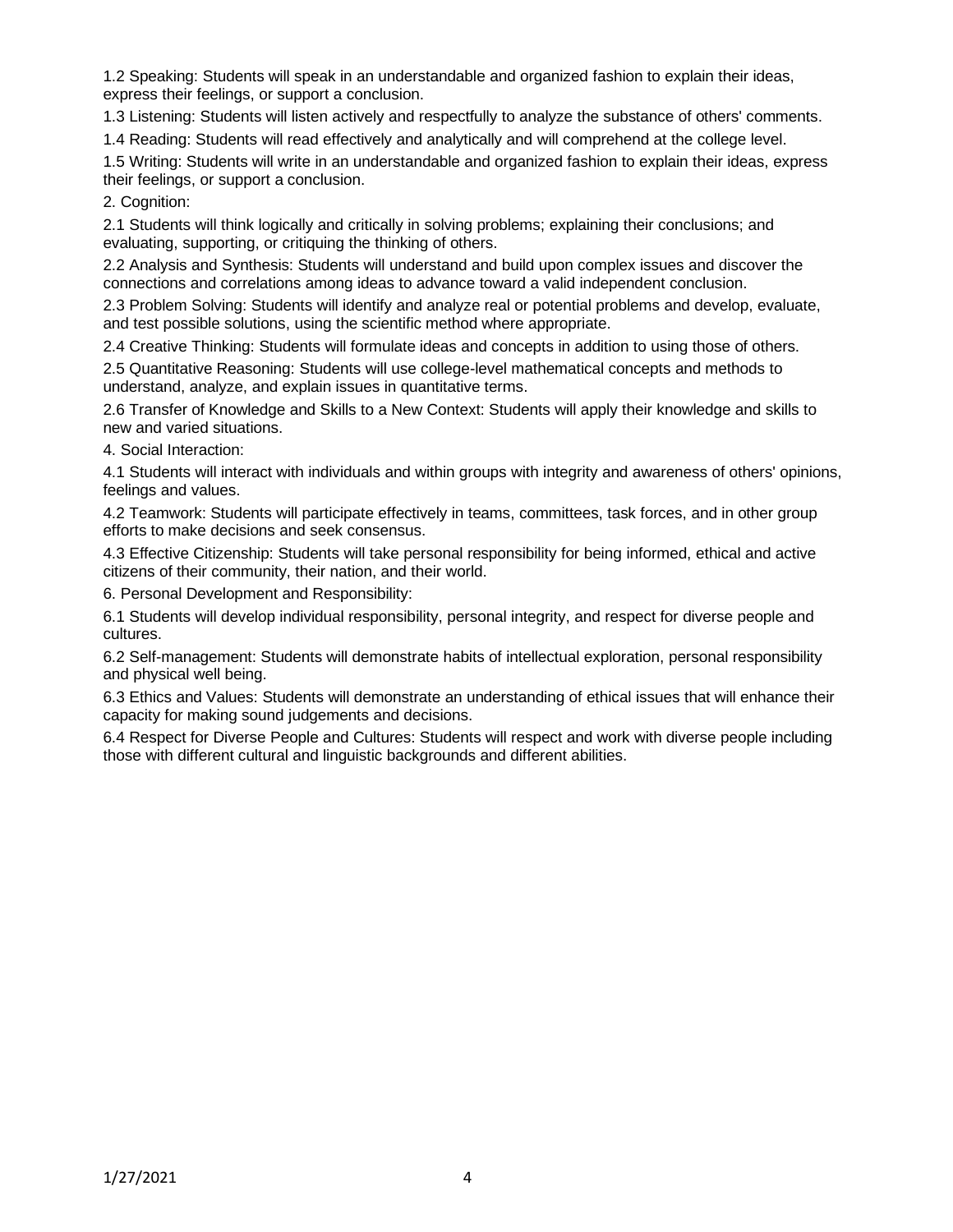1.2 Speaking: Students will speak in an understandable and organized fashion to explain their ideas, express their feelings, or support a conclusion.

1.3 Listening: Students will listen actively and respectfully to analyze the substance of others' comments.

1.4 Reading: Students will read effectively and analytically and will comprehend at the college level.

1.5 Writing: Students will write in an understandable and organized fashion to explain their ideas, express their feelings, or support a conclusion.

2. Cognition:

2.1 Students will think logically and critically in solving problems; explaining their conclusions; and evaluating, supporting, or critiquing the thinking of others.

2.2 Analysis and Synthesis: Students will understand and build upon complex issues and discover the connections and correlations among ideas to advance toward a valid independent conclusion.

2.3 Problem Solving: Students will identify and analyze real or potential problems and develop, evaluate, and test possible solutions, using the scientific method where appropriate.

2.4 Creative Thinking: Students will formulate ideas and concepts in addition to using those of others.

2.5 Quantitative Reasoning: Students will use college-level mathematical concepts and methods to understand, analyze, and explain issues in quantitative terms.

2.6 Transfer of Knowledge and Skills to a New Context: Students will apply their knowledge and skills to new and varied situations.

4. Social Interaction:

4.1 Students will interact with individuals and within groups with integrity and awareness of others' opinions, feelings and values.

4.2 Teamwork: Students will participate effectively in teams, committees, task forces, and in other group efforts to make decisions and seek consensus.

4.3 Effective Citizenship: Students will take personal responsibility for being informed, ethical and active citizens of their community, their nation, and their world.

6. Personal Development and Responsibility:

6.1 Students will develop individual responsibility, personal integrity, and respect for diverse people and cultures.

6.2 Self-management: Students will demonstrate habits of intellectual exploration, personal responsibility and physical well being.

6.3 Ethics and Values: Students will demonstrate an understanding of ethical issues that will enhance their capacity for making sound judgements and decisions.

6.4 Respect for Diverse People and Cultures: Students will respect and work with diverse people including those with different cultural and linguistic backgrounds and different abilities.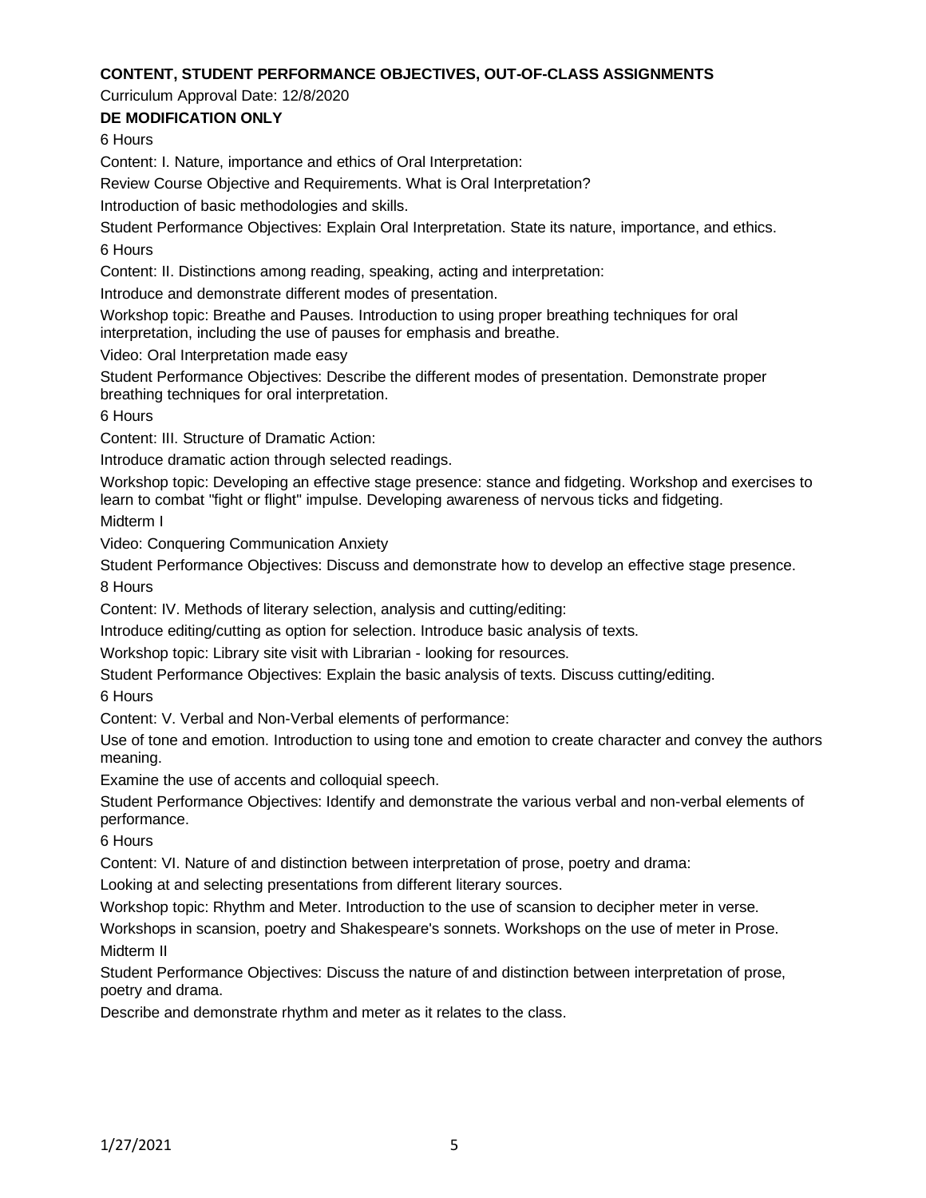**CONTENT, STUDENT PERFORMANCE OBJECTIVES, OUT-OF-CLASS ASSIGNMENTS**

Curriculum Approval Date: 12/8/2020

**DE MODIFICATION ONLY**

6 Hours

Content: I. Nature, importance and ethics of Oral Interpretation:

Review Course Objective and Requirements. What is Oral Interpretation?

Introduction of basic methodologies and skills.

Student Performance Objectives: Explain Oral Interpretation. State its nature, importance, and ethics.

6 Hours

Content: II. Distinctions among reading, speaking, acting and interpretation:

Introduce and demonstrate different modes of presentation.

Workshop topic: Breathe and Pauses. Introduction to using proper breathing techniques for oral interpretation, including the use of pauses for emphasis and breathe.

Video: Oral Interpretation made easy

Student Performance Objectives: Describe the different modes of presentation. Demonstrate proper breathing techniques for oral interpretation.

6 Hours

Content: III. Structure of Dramatic Action:

Introduce dramatic action through selected readings.

Workshop topic: Developing an effective stage presence: stance and fidgeting. Workshop and exercises to learn to combat "fight or flight" impulse. Developing awareness of nervous ticks and fidgeting.

Midterm I

Video: Conquering Communication Anxiety

Student Performance Objectives: Discuss and demonstrate how to develop an effective stage presence.

8 Hours

Content: IV. Methods of literary selection, analysis and cutting/editing:

Introduce editing/cutting as option for selection. Introduce basic analysis of texts.

Workshop topic: Library site visit with Librarian - looking for resources.

Student Performance Objectives: Explain the basic analysis of texts. Discuss cutting/editing.

6 Hours

Content: V. Verbal and Non-Verbal elements of performance:

Use of tone and emotion. Introduction to using tone and emotion to create character and convey the authors meaning.

Examine the use of accents and colloquial speech.

Student Performance Objectives: Identify and demonstrate the various verbal and non-verbal elements of performance.

6 Hours

Content: VI. Nature of and distinction between interpretation of prose, poetry and drama:

Looking at and selecting presentations from different literary sources.

Workshop topic: Rhythm and Meter. Introduction to the use of scansion to decipher meter in verse.

Workshops in scansion, poetry and Shakespeare's sonnets. Workshops on the use of meter in Prose.

Midterm II

Student Performance Objectives: Discuss the nature of and distinction between interpretation of prose, poetry and drama.

Describe and demonstrate rhythm and meter as it relates to the class.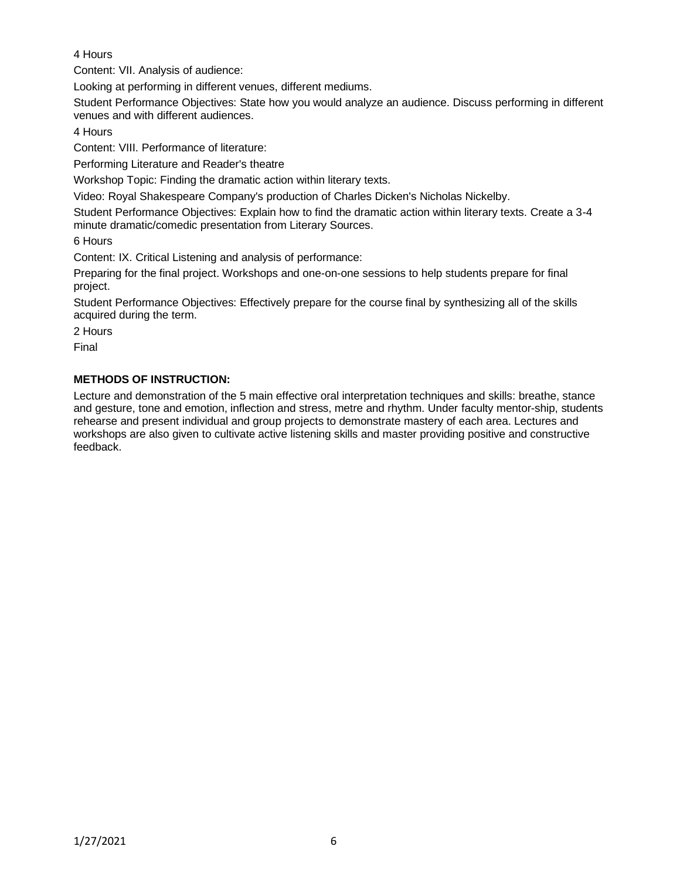4 Hours

Content: VII. Analysis of audience:

Looking at performing in different venues, different mediums.

Student Performance Objectives: State how you would analyze an audience. Discuss performing in different venues and with different audiences.

4 Hours

Content: VIII. Performance of literature:

Performing Literature and Reader's theatre

Workshop Topic: Finding the dramatic action within literary texts.

Video: Royal Shakespeare Company's production of Charles Dicken's Nicholas Nickelby.

Student Performance Objectives: Explain how to find the dramatic action within literary texts. Create a 3-4 minute dramatic/comedic presentation from Literary Sources.

6 Hours

Content: IX. Critical Listening and analysis of performance:

Preparing for the final project. Workshops and one-on-one sessions to help students prepare for final project.

Student Performance Objectives: Effectively prepare for the course final by synthesizing all of the skills acquired during the term.

2 Hours

Final

**METHODS OF INSTRUCTION:**

Lecture and demonstration of the 5 main effective oral interpretation techniques and skills: breathe, stance and gesture, tone and emotion, inflection and stress, metre and rhythm. Under faculty mentor-ship, students rehearse and present individual and group projects to demonstrate mastery of each area. Lectures and workshops are also given to cultivate active listening skills and master providing positive and constructive feedback.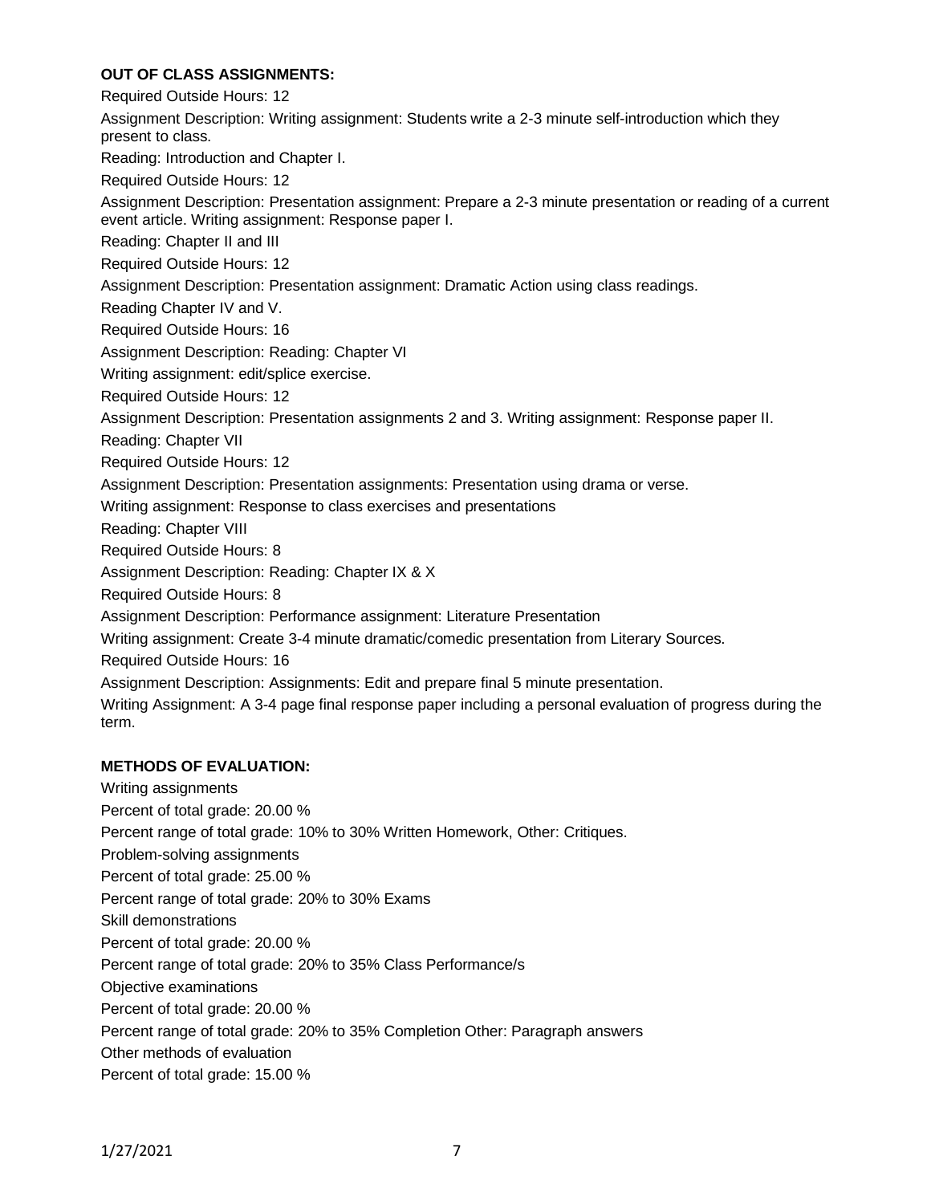**OUT OF CLASS ASSIGNMENTS:**

Required Outside Hours: 12

Assignment Description: Writing assignment: Students write a 2-3 minute self-introduction which they present to class.

Reading: Introduction and Chapter I.

Required Outside Hours: 12

Assignment Description: Presentation assignment: Prepare a 2-3 minute presentation or reading of a current event article. Writing assignment: Response paper I.

Reading: Chapter II and III

Required Outside Hours: 12

Assignment Description: Presentation assignment: Dramatic Action using class readings.

Reading Chapter IV and V.

Required Outside Hours: 16

Assignment Description: Reading: Chapter VI

Writing assignment: edit/splice exercise.

Required Outside Hours: 12

Assignment Description: Presentation assignments 2 and 3. Writing assignment: Response paper II.

Reading: Chapter VII

Required Outside Hours: 12

Assignment Description: Presentation assignments: Presentation using drama or verse.

Writing assignment: Response to class exercises and presentations

Reading: Chapter VIII

Required Outside Hours: 8

Assignment Description: Reading: Chapter IX & X

Required Outside Hours: 8

Assignment Description: Performance assignment: Literature Presentation

Writing assignment: Create 3-4 minute dramatic/comedic presentation from Literary Sources.

Required Outside Hours: 16

Assignment Description: Assignments: Edit and prepare final 5 minute presentation.

Writing Assignment: A 3-4 page final response paper including a personal evaluation of progress during the term.

**METHODS OF EVALUATION:**

Writing assignments

Percent of total grade: 20.00 %

Percent range of total grade: 10% to 30% Written Homework, Other: Critiques.

Problem-solving assignments

Percent of total grade: 25.00 %

Percent range of total grade: 20% to 30% Exams

Skill demonstrations

Percent of total grade: 20.00 %

Percent range of total grade: 20% to 35% Class Performance/s

Objective examinations

Percent of total grade: 20.00 %

Percent range of total grade: 20% to 35% Completion Other: Paragraph answers

Other methods of evaluation

Percent of total grade: 15.00 %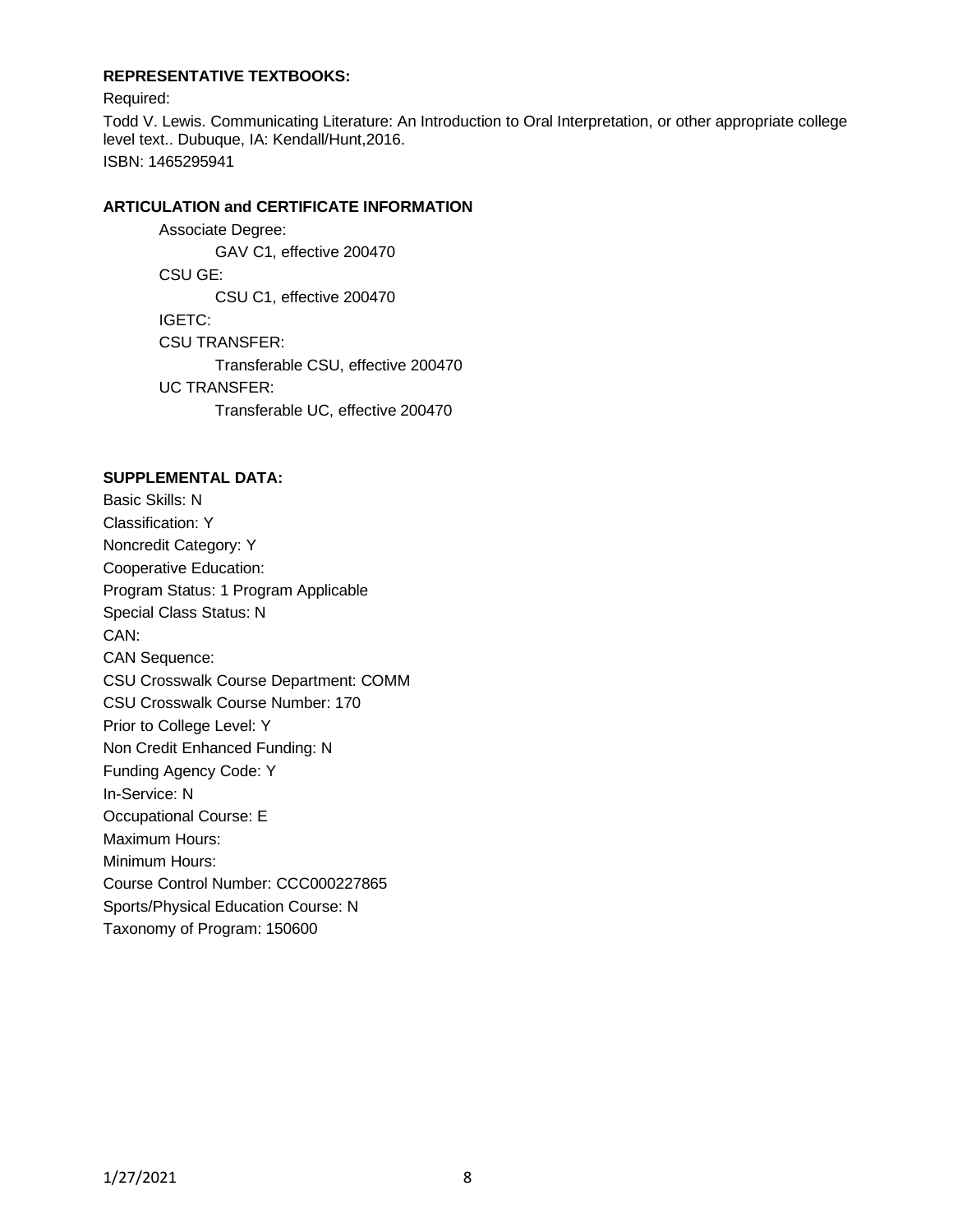**REPRESENTATIVE TEXTBOOKS:**

Required:

Todd V. Lewis. Communicating Literature: An Introduction to Oral Interpretation, or other appropriate college level text.. Dubuque, IA: Kendall/Hunt,2016.

ISBN: 1465295941

**ARTICULATION and CERTIFICATE INFORMATION**

Associate Degree:

GAV C1, effective 200470

CSU GE:

CSU C1, effective 200470

IGETC:

CSU TRANSFER:

Transferable CSU, effective 200470

UC TRANSFER:

Transferable UC, effective 200470

**SUPPLEMENTAL DATA:**

Basic Skills: N

Classification: Y

Noncredit Category: Y

Cooperative Education:

Program Status: 1 Program Applicable

Special Class Status: N

CAN:

CAN Sequence:

CSU Crosswalk Course Department: COMM

CSU Crosswalk Course Number: 170

Prior to College Level: Y

Non Credit Enhanced Funding: N

Funding Agency Code: Y

In-Service: N

Occupational Course: E

Maximum Hours:

Minimum Hours:

Course Control Number: CCC000227865

Sports/Physical Education Course: N

Taxonomy of Program: 150600